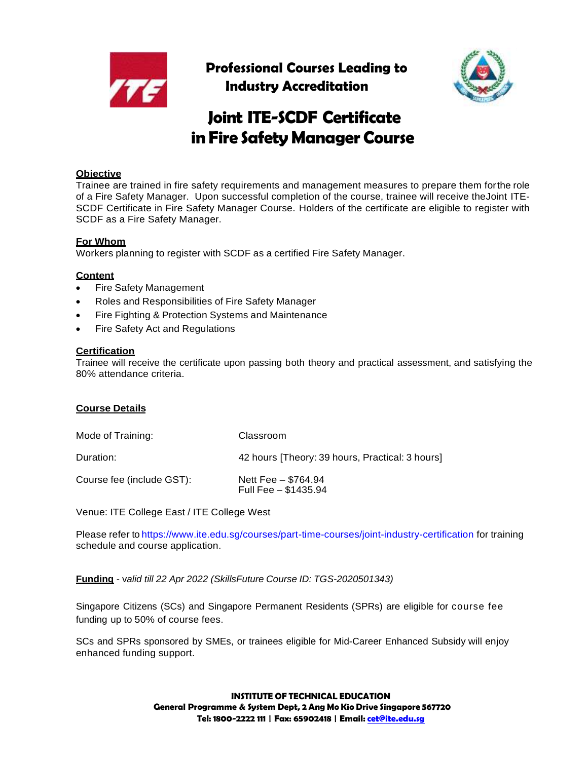**Professional Courses Leading to Industry Accreditation**

# Joint ITE-SCDF Certificate in Fire Safety Manager Course

## Objective

Trainee are trained in fire safety requirements and management measures to prepare them forthe role of a Fire Safety Manager. Upon successful completion of the course, trainee will receive theJoint ITE-SCDF Certificate in Fire Safety Manager Course. Holders of the certificate are eligible to register with SCDF as a Fire Safety Manager.

## For Whom

Workers planning to register with SCDF as a certified Fire Safety Manager.

## Content

- Fire Safety Management
- Roles and Responsibilities of Fire Safety Manager
- Fire Fighting & Protection Systems and Maintenance
- Fire Safety Act and Regulations

## Certification

Trainee will receive the certificate upon passing both theory and practical assessment, and satisfying the 80% attendance criteria.

## Course Details

| | |
|---|---|
| Mode of Training: | Classroom |
| Duration: | 42 hours [Theory: 39 hours, Practical: 3 hours] |
| Course fee (include GST): | Nett Fee – $764.94<br>Full Fee – $1435.94 |

Venue: ITE College East / ITE College West

Please refer to https://www.ite.edu.sg/courses/part-time-courses/joint-industry-certification for training schedule and course application.

**Funding** - *valid till 22 Apr 2022 (SkillsFuture Course ID: TGS-2020501343)*

Singapore Citizens (SCs) and Singapore Permanent Residents (SPRs) are eligible for course fee funding up to 50% of course fees.

SCs and SPRs sponsored by SMEs, or trainees eligible for Mid-Career Enhanced Subsidy will enjoy enhanced funding support.

**INSTITUTE OF TECHNICAL EDUCATION**
**General Programme & System Dept, 2 Ang Mo Kio Drive Singapore 567720**
**Tel: 1800-2222 111 | Fax: 65902418 | Email: cet@ite.edu.sg**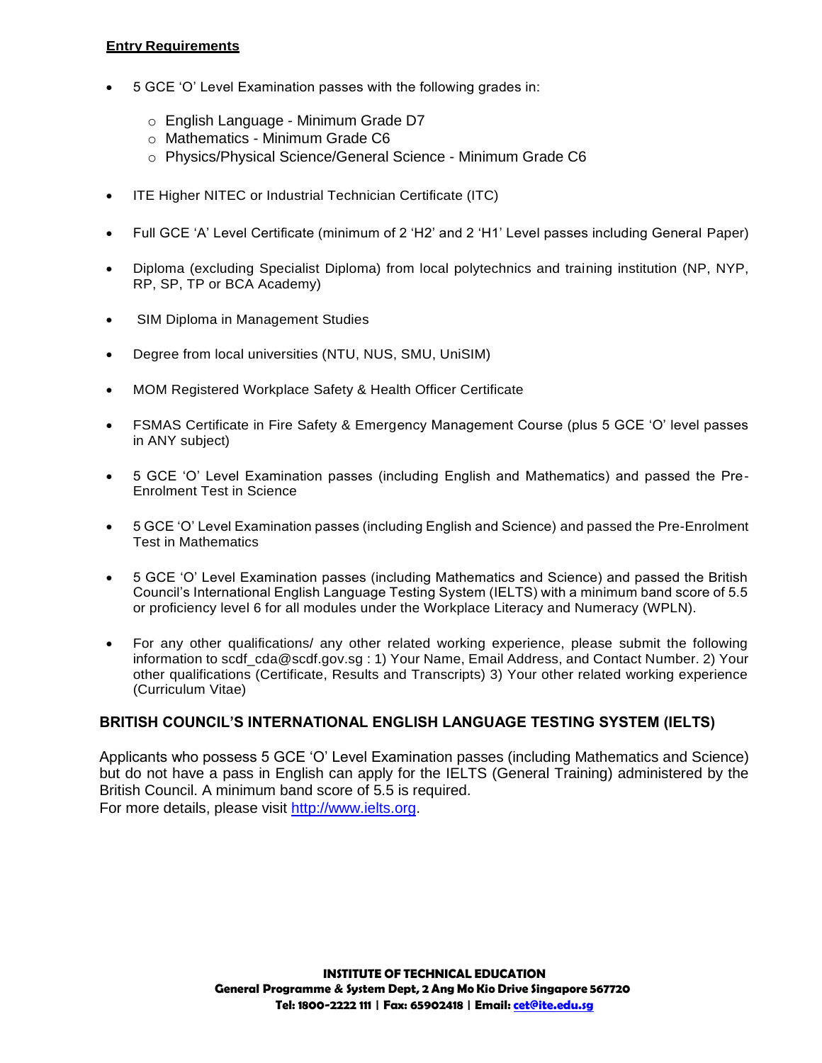**Entry Requirements**

- 5 GCE 'O' Level Examination passes with the following grades in:
  - English Language - Minimum Grade D7
  - Mathematics - Minimum Grade C6
  - Physics/Physical Science/General Science - Minimum Grade C6
- ITE Higher NITEC or Industrial Technician Certificate (ITC)
- Full GCE 'A' Level Certificate (minimum of 2 'H2' and 2 'H1' Level passes including General Paper)
- Diploma (excluding Specialist Diploma) from local polytechnics and training institution (NP, NYP, RP, SP, TP or BCA Academy)
- SIM Diploma in Management Studies
- Degree from local universities (NTU, NUS, SMU, UniSIM)
- MOM Registered Workplace Safety & Health Officer Certificate
- FSMAS Certificate in Fire Safety & Emergency Management Course (plus 5 GCE 'O' level passes in ANY subject)
- 5 GCE 'O' Level Examination passes (including English and Mathematics) and passed the Pre-Enrolment Test in Science
- 5 GCE 'O' Level Examination passes (including English and Science) and passed the Pre-Enrolment Test in Mathematics
- 5 GCE 'O' Level Examination passes (including Mathematics and Science) and passed the British Council's International English Language Testing System (IELTS) with a minimum band score of 5.5 or proficiency level 6 for all modules under the Workplace Literacy and Numeracy (WPLN).
- For any other qualifications/ any other related working experience, please submit the following information to scdf_cda@scdf.gov.sg : 1) Your Name, Email Address, and Contact Number. 2) Your other qualifications (Certificate, Results and Transcripts) 3) Your other related working experience (Curriculum Vitae)

## BRITISH COUNCIL'S INTERNATIONAL ENGLISH LANGUAGE TESTING SYSTEM (IELTS)

Applicants who possess 5 GCE 'O' Level Examination passes (including Mathematics and Science) but do not have a pass in English can apply for the IELTS (General Training) administered by the British Council. A minimum band score of 5.5 is required.
For more details, please visit [http://www.ielts.org](http://www.ielts.org).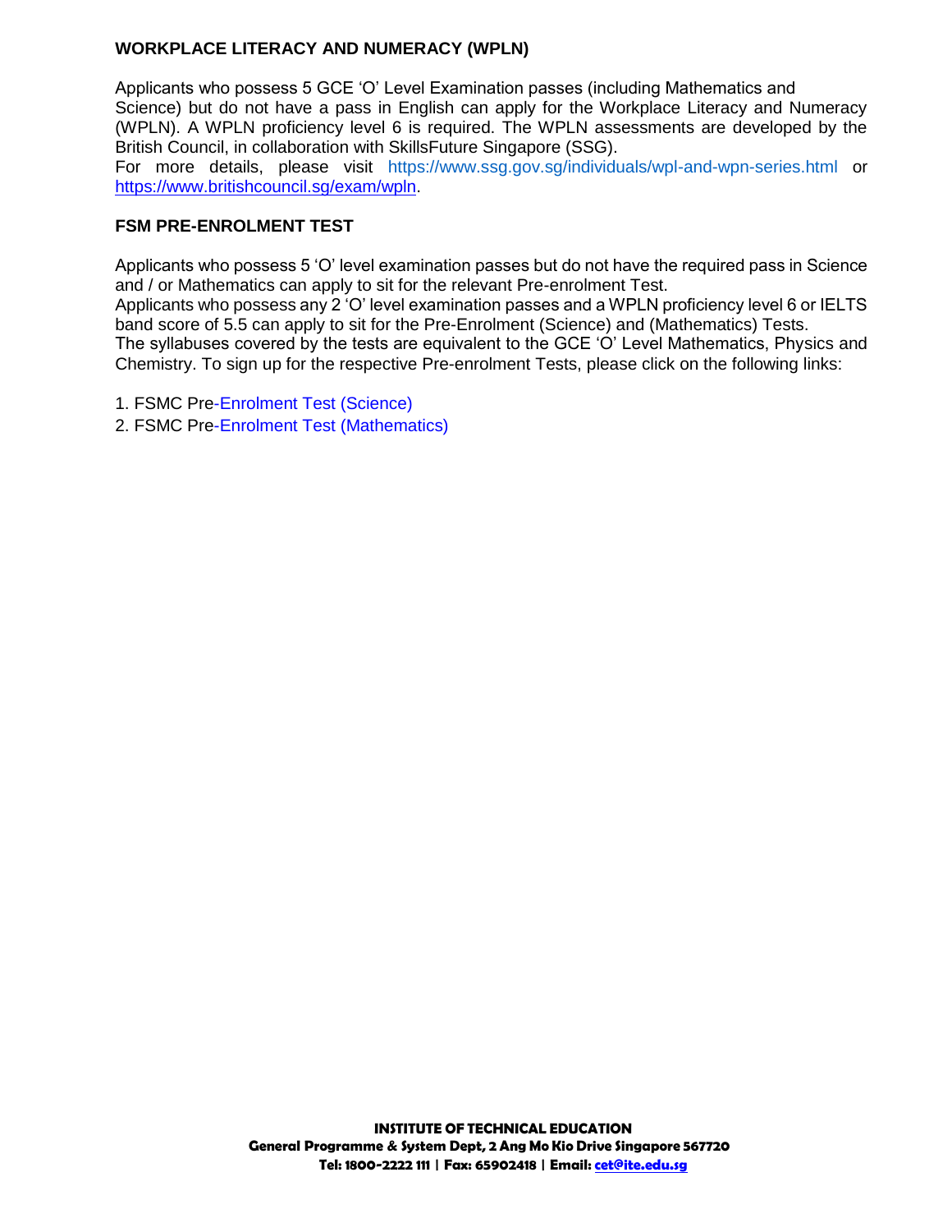## WORKPLACE LITERACY AND NUMERACY (WPLN)

Applicants who possess 5 GCE 'O' Level Examination passes (including Mathematics and Science) but do not have a pass in English can apply for the Workplace Literacy and Numeracy (WPLN). A WPLN proficiency level 6 is required. The WPLN assessments are developed by the British Council, in collaboration with SkillsFuture Singapore (SSG).
For more details, please visit https://www.ssg.gov.sg/individuals/wpl-and-wpn-series.html or https://www.britishcouncil.sg/exam/wpln.

## FSM PRE-ENROLMENT TEST

Applicants who possess 5 'O' level examination passes but do not have the required pass in Science and / or Mathematics can apply to sit for the relevant Pre-enrolment Test.
Applicants who possess any 2 'O' level examination passes and a WPLN proficiency level 6 or IELTS band score of 5.5 can apply to sit for the Pre-Enrolment (Science) and (Mathematics) Tests.
The syllabuses covered by the tests are equivalent to the GCE 'O' Level Mathematics, Physics and Chemistry. To sign up for the respective Pre-enrolment Tests, please click on the following links:

1. FSMC Pre-Enrolment Test (Science)
2. FSMC Pre-Enrolment Test (Mathematics)

**INSTITUTE OF TECHNICAL EDUCATION**
**General Programme & System Dept, 2 Ang Mo Kio Drive Singapore 567720**
**Tel: 1800-2222 111 | Fax: 65902418 | Email: cet@ite.edu.sg**